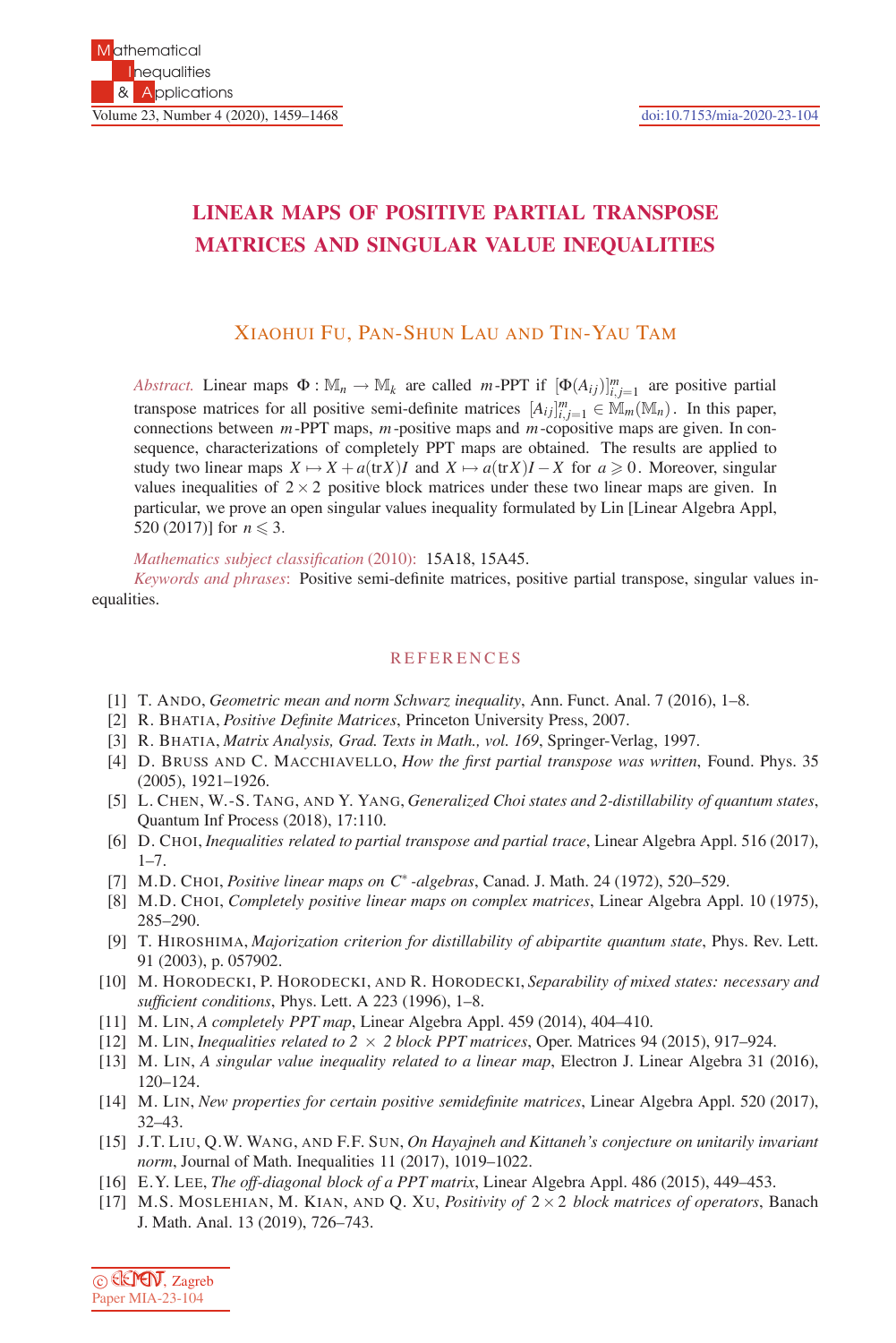# LINEAR MAPS OF POSITIVE PARTIAL TRANSPOSE MATRICES AND SINGULAR VALUE INEQUALITIES

XIAOHUI FU, PAN-SHUN LAU AND TIN-YAU TAM

*Abstract.* Linear maps $\Phi : \mathbb{M}_n \to \mathbb{M}_k$ are called $m$-PPT if $[\Phi(A_{ij})]_{i,j=1}^m$ are positive partial transpose matrices for all positive semi-definite matrices $[A_{ij}]_{i,j=1}^m \in \mathbb{M}_m(\mathbb{M}_n)$. In this paper, connections between $m$-PPT maps, $m$-positive maps and $m$-copositive maps are given. In consequence, characterizations of completely PPT maps are obtained. The results are applied to study two linear maps $X \mapsto X + a(\mathrm{tr}X)I$ and $X \mapsto a(\mathrm{tr}X)I - X$ for $a \geqslant 0$. Moreover, singular values inequalities of $2 \times 2$ positive block matrices under these two linear maps are given. In particular, we prove an open singular values inequality formulated by Lin [Linear Algebra Appl, 520 (2017)] for $n \leqslant 3$.

*Mathematics subject classification* (2010): 15A18, 15A45.

*Keywords and phrases*: Positive semi-definite matrices, positive partial transpose, singular values inequalities.

## REFERENCES

[1] T. ANDO, *Geometric mean and norm Schwarz inequality*, Ann. Funct. Anal. 7 (2016), 1–8.

[2] R. BHATIA, *Positive Definite Matrices*, Princeton University Press, 2007.

[3] R. BHATIA, *Matrix Analysis, Grad. Texts in Math., vol. 169*, Springer-Verlag, 1997.

[4] D. BRUSS AND C. MACCHIAVELLO, *How the first partial transpose was written*, Found. Phys. 35 (2005), 1921–1926.

[5] L. CHEN, W.-S. TANG, AND Y. YANG, *Generalized Choi states and 2-distillability of quantum states*, Quantum Inf Process (2018), 17:110.

[6] D. CHOI, *Inequalities related to partial transpose and partial trace*, Linear Algebra Appl. 516 (2017), 1–7.

[7] M.D. CHOI, *Positive linear maps on $C^*$-algebras*, Canad. J. Math. 24 (1972), 520–529.

[8] M.D. CHOI, *Completely positive linear maps on complex matrices*, Linear Algebra Appl. 10 (1975), 285–290.

[9] T. HIROSHIMA, *Majorization criterion for distillability of abipartite quantum state*, Phys. Rev. Lett. 91 (2003), p. 057902.

[10] M. HORODECKI, P. HORODECKI, AND R. HORODECKI, *Separability of mixed states: necessary and sufficient conditions*, Phys. Lett. A 223 (1996), 1–8.

[11] M. LIN, *A completely PPT map*, Linear Algebra Appl. 459 (2014), 404–410.

[12] M. LIN, *Inequalities related to $2 \times 2$ block PPT matrices*, Oper. Matrices 94 (2015), 917–924.

[13] M. LIN, *A singular value inequality related to a linear map*, Electron J. Linear Algebra 31 (2016), 120–124.

[14] M. LIN, *New properties for certain positive semidefinite matrices*, Linear Algebra Appl. 520 (2017), 32–43.

[15] J.T. LIU, Q.W. WANG, AND F.F. SUN, *On Hayajneh and Kittaneh's conjecture on unitarily invariant norm*, Journal of Math. Inequalities 11 (2017), 1019–1022.

[16] E.Y. LEE, *The off-diagonal block of a PPT matrix*, Linear Algebra Appl. 486 (2015), 449–453.

[17] M.S. MOSLEHIAN, M. KIAN, AND Q. XU, *Positivity of $2 \times 2$ block matrices of operators*, Banach J. Math. Anal. 13 (2019), 726–743.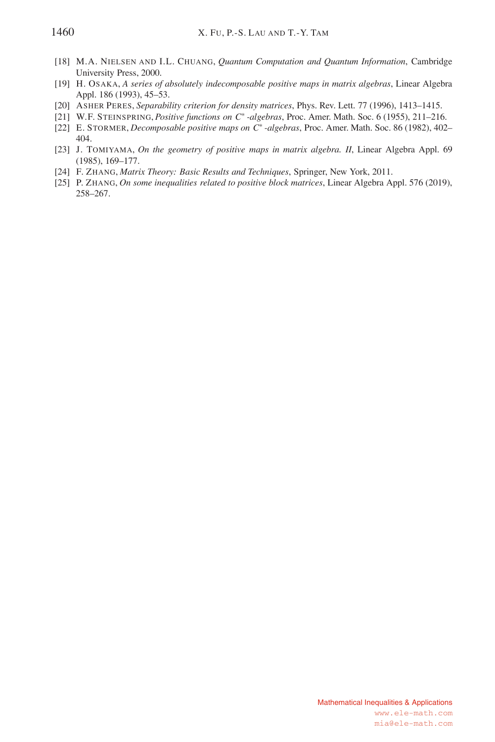[18] M.A. Nielsen and I.L. Chuang, *Quantum Computation and Quantum Information*, Cambridge University Press, 2000.

[19] H. Osaka, *A series of absolutely indecomposable positive maps in matrix algebras*, Linear Algebra Appl. 186 (1993), 45–53.

[20] Asher Peres, *Separability criterion for density matrices*, Phys. Rev. Lett. 77 (1996), 1413–1415.

[21] W.F. Steinspring, *Positive functions on $C^*$-algebras*, Proc. Amer. Math. Soc. 6 (1955), 211–216.

[22] E. Stormer, *Decomposable positive maps on $C^*$-algebras*, Proc. Amer. Math. Soc. 86 (1982), 402–404.

[23] J. Tomiyama, *On the geometry of positive maps in matrix algebra. II*, Linear Algebra Appl. 69 (1985), 169–177.

[24] F. Zhang, *Matrix Theory: Basic Results and Techniques*, Springer, New York, 2011.

[25] P. Zhang, *On some inequalities related to positive block matrices*, Linear Algebra Appl. 576 (2019), 258–267.